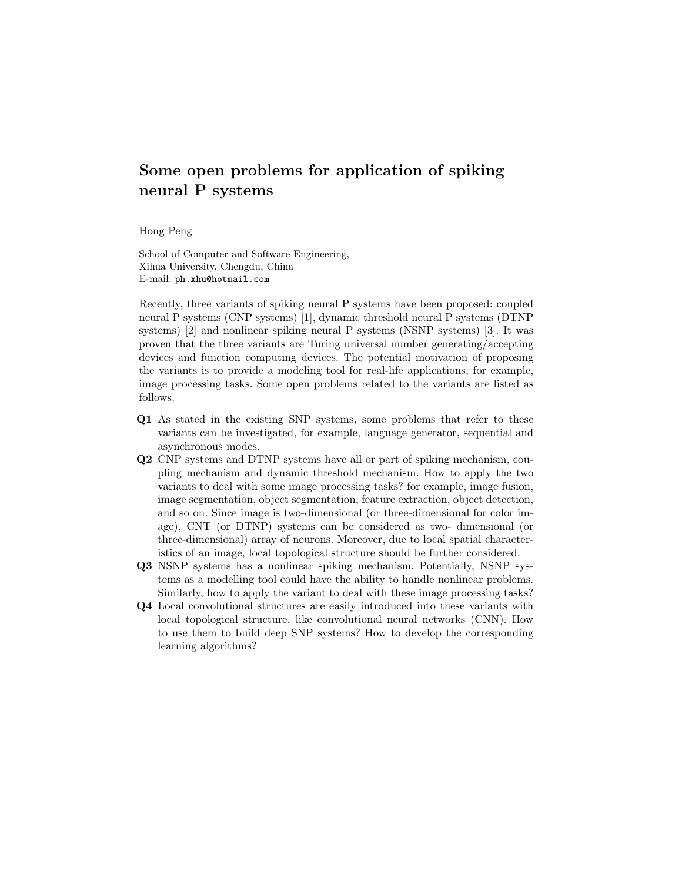# Some open problems for application of spiking neural P systems

Hong Peng

School of Computer and Software Engineering,
Xihua University, Chengdu, China
E-mail: ph.xhu@hotmail.com

Recently, three variants of spiking neural P systems have been proposed: coupled neural P systems (CNP systems) [1], dynamic threshold neural P systems (DTNP systems) [2] and nonlinear spiking neural P systems (NSNP systems) [3]. It was proven that the three variants are Turing universal number generating/accepting devices and function computing devices. The potential motivation of proposing the variants is to provide a modeling tool for real-life applications, for example, image processing tasks. Some open problems related to the variants are listed as follows.

- **Q1** As stated in the existing SNP systems, some problems that refer to these variants can be investigated, for example, language generator, sequential and asynchronous modes.
- **Q2** CNP systems and DTNP systems have all or part of spiking mechanism, coupling mechanism and dynamic threshold mechanism. How to apply the two variants to deal with some image processing tasks? for example, image fusion, image segmentation, object segmentation, feature extraction, object detection, and so on. Since image is two-dimensional (or three-dimensional for color image), CNT (or DTNP) systems can be considered as two- dimensional (or three-dimensional) array of neurons. Moreover, due to local spatial characteristics of an image, local topological structure should be further considered.
- **Q3** NSNP systems has a nonlinear spiking mechanism. Potentially, NSNP systems as a modelling tool could have the ability to handle nonlinear problems. Similarly, how to apply the variant to deal with these image processing tasks?
- **Q4** Local convolutional structures are easily introduced into these variants with local topological structure, like convolutional neural networks (CNN). How to use them to build deep SNP systems? How to develop the corresponding learning algorithms?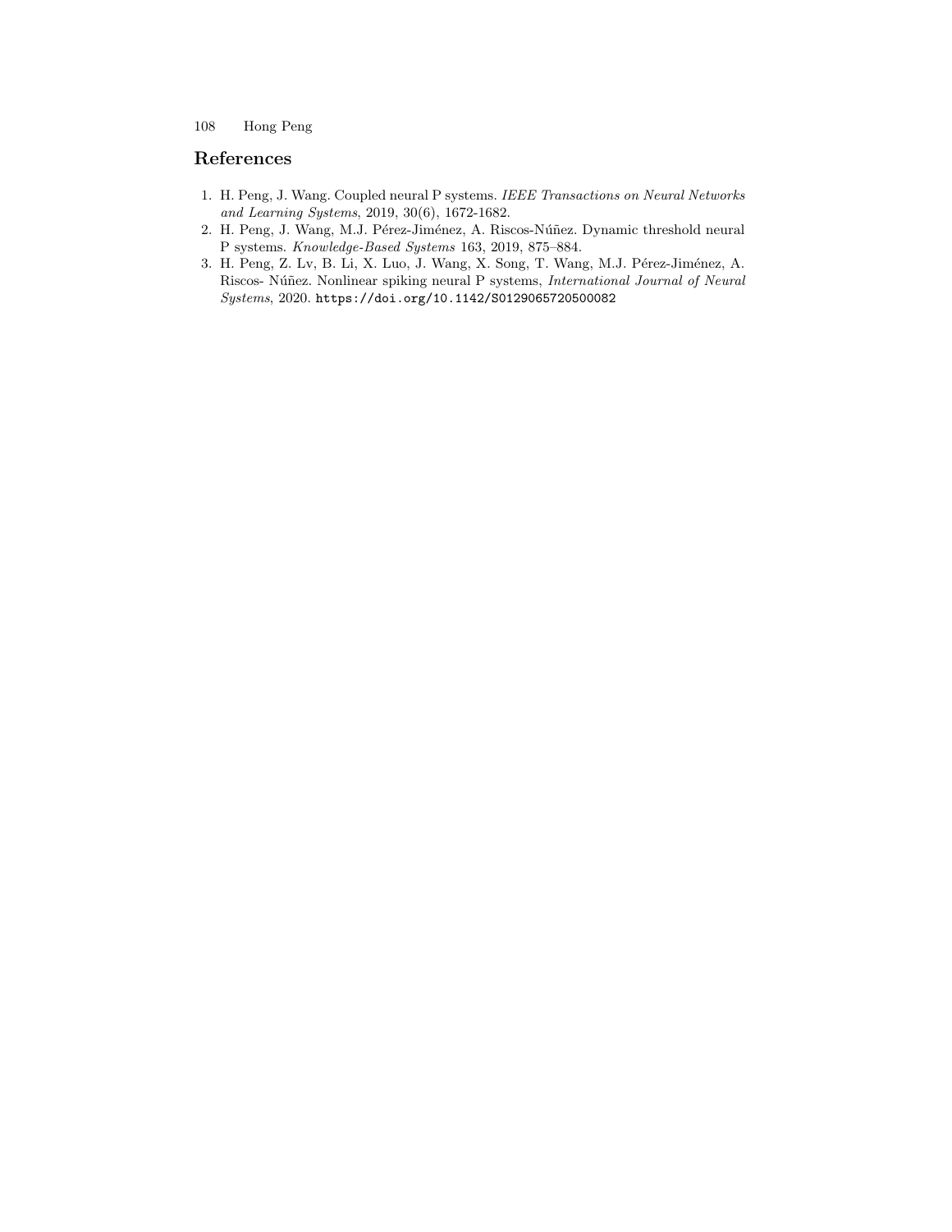## References

1. H. Peng, J. Wang. Coupled neural P systems. *IEEE Transactions on Neural Networks and Learning Systems*, 2019, 30(6), 1672-1682.
2. H. Peng, J. Wang, M.J. Pérez-Jiménez, A. Riscos-Núñez. Dynamic threshold neural P systems. *Knowledge-Based Systems* 163, 2019, 875–884.
3. H. Peng, Z. Lv, B. Li, X. Luo, J. Wang, X. Song, T. Wang, M.J. Pérez-Jiménez, A. Riscos- Núñez. Nonlinear spiking neural P systems, *International Journal of Neural Systems*, 2020. https://doi.org/10.1142/S0129065720500082